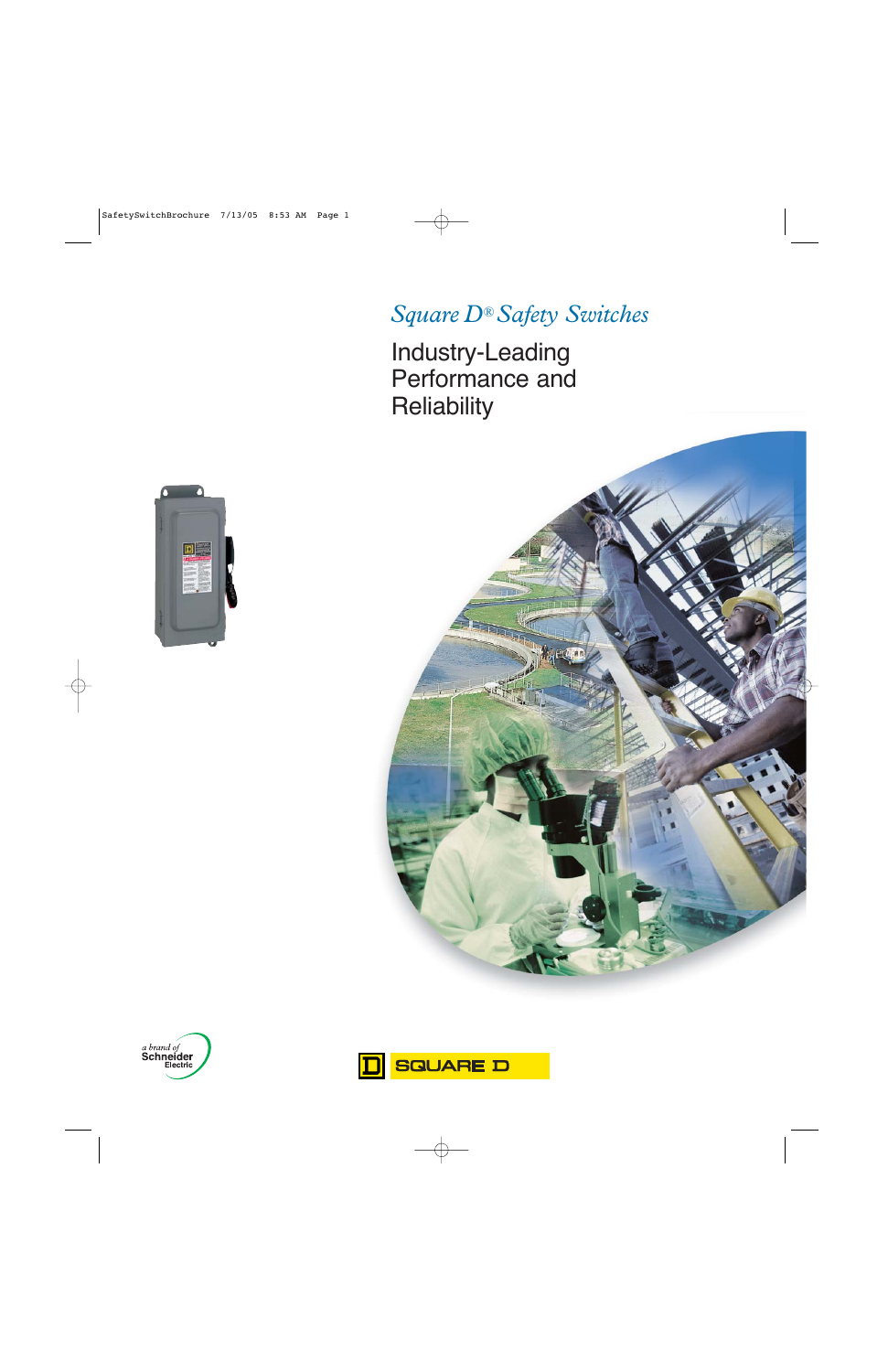# *Square D® Safety Switches*

## Industry-Leading Performance and Reliability

a brand of Schneider Electric

SQUARE D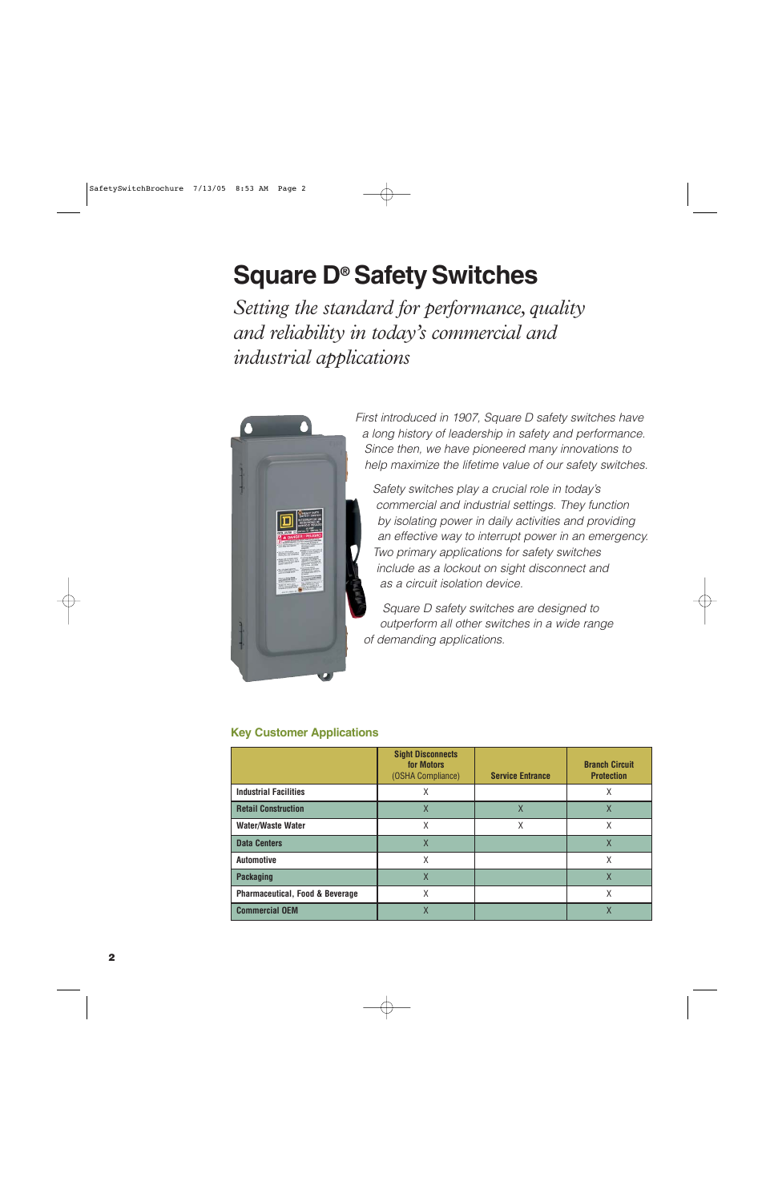# Square D® Safety Switches

*Setting the standard for performance, quality and reliability in today's commercial and industrial applications*

*First introduced in 1907, Square D safety switches have a long history of leadership in safety and performance. Since then, we have pioneered many innovations to help maximize the lifetime value of our safety switches.*

*Safety switches play a crucial role in today's commercial and industrial settings. They function by isolating power in daily activities and providing an effective way to interrupt power in an emergency. Two primary applications for safety switches include as a lockout on sight disconnect and as a circuit isolation device.*

*Square D safety switches are designed to outperform all other switches in a wide range of demanding applications.*

### Key Customer Applications

| | **Sight Disconnects for Motors** (OSHA Compliance) | **Service Entrance** | **Branch Circuit Protection** |
|---|---|---|---|
| **Industrial Facilities** | X | | X |
| **Retail Construction** | X | X | X |
| **Water/Waste Water** | X | X | X |
| **Data Centers** | X | | X |
| **Automotive** | X | | X |
| **Packaging** | X | | X |
| **Pharmaceutical, Food & Beverage** | X | | X |
| **Commercial OEM** | X | | X |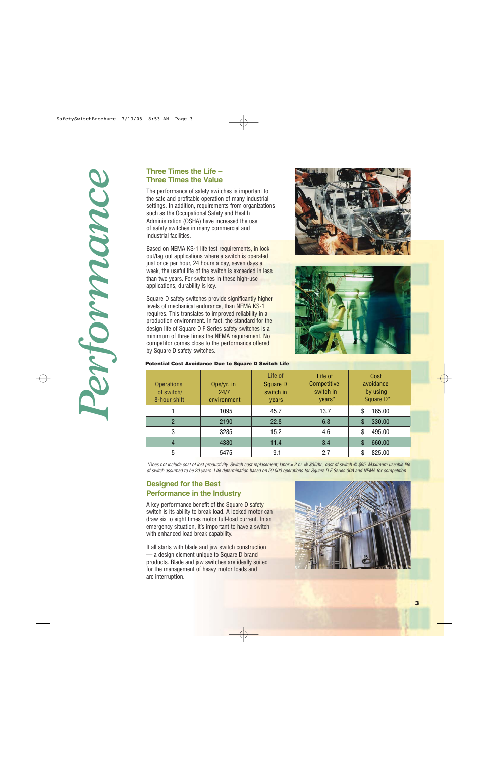# Performance

## Three Times the Life – Three Times the Value

The performance of safety switches is important to the safe and profitable operation of many industrial settings. In addition, requirements from organizations such as the Occupational Safety and Health Administration (OSHA) have increased the use of safety switches in many commercial and industrial facilities.

Based on NEMA KS-1 life test requirements, in lock out/tag out applications where a switch is operated just once per hour, 24 hours a day, seven days a week, the useful life of the switch is exceeded in less than two years. For switches in these high-use applications, durability is key.

Square D safety switches provide significantly higher levels of mechanical endurance, than NEMA KS-1 requires. This translates to improved reliability in a production environment. In fact, the standard for the design life of Square D F Series safety switches is a minimum of three times the NEMA requirement. No competitor comes close to the performance offered by Square D safety switches.

**Potential Cost Avoidance Due to Square D Switch Life**

| Operations of switch/ 8-hour shift | Ops/yr. in 24/7 environment | Life of Square D switch in years | Life of Competitive switch in years* | Cost avoidance by using Square D* |
|---|---|---|---|---|
| 1 | 1095 | 45.7 | 13.7 | $ 165.00 |
| 2 | 2190 | 22.8 | 6.8 | $ 330.00 |
| 3 | 3285 | 15.2 | 4.6 | $ 495.00 |
| 4 | 4380 | 11.4 | 3.4 | $ 660.00 |
| 5 | 5475 | 9.1 | 2.7 | $ 825.00 |

*\*Does not include cost of lost productivity. Switch cost replacement; labor = 2 hr. @ $35/hr., cost of switch @ $95. Maximum useable life of switch assumed to be 20 years. Life determination based on 50,000 operations for Square D F Series 30A and NEMA for competition*

## Designed for the Best Performance in the Industry

A key performance benefit of the Square D safety switch is its ability to break load. A locked motor can draw six to eight times motor full-load current. In an emergency situation, it's important to have a switch with enhanced load break capability.

It all starts with blade and jaw switch construction — a design element unique to Square D brand products. Blade and jaw switches are ideally suited for the management of heavy motor loads and arc interruption.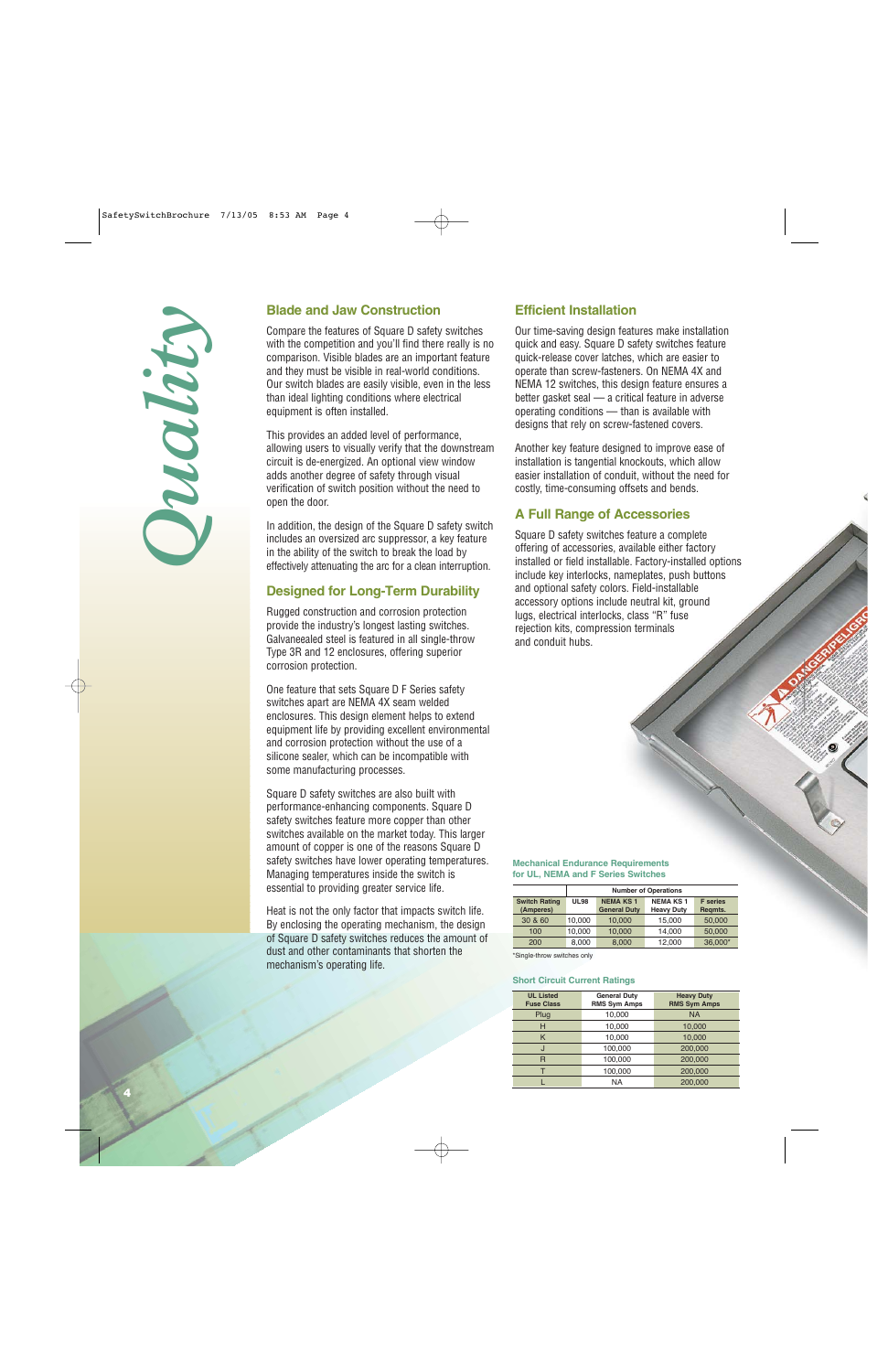*Quality*

## Blade and Jaw Construction

Compare the features of Square D safety switches with the competition and you'll find there really is no comparison. Visible blades are an important feature and they must be visible in real-world conditions. Our switch blades are easily visible, even in the less than ideal lighting conditions where electrical equipment is often installed.

This provides an added level of performance, allowing users to visually verify that the downstream circuit is de-energized. An optional view window adds another degree of safety through visual verification of switch position without the need to open the door.

In addition, the design of the Square D safety switch includes an oversized arc suppressor, a key feature in the ability of the switch to break the load by effectively attenuating the arc for a clean interruption.

## Designed for Long-Term Durability

Rugged construction and corrosion protection provide the industry's longest lasting switches. Galvannealed steel is featured in all single-throw Type 3R and 12 enclosures, offering superior corrosion protection.

One feature that sets Square D F Series safety switches apart are NEMA 4X seam welded enclosures. This design element helps to extend equipment life by providing excellent environmental and corrosion protection without the use of a silicone sealer, which can be incompatible with some manufacturing processes.

Square D safety switches are also built with performance-enhancing components. Square D safety switches feature more copper than other switches available on the market today. This larger amount of copper is one of the reasons Square D safety switches have lower operating temperatures. Managing temperatures inside the switch is essential to providing greater service life.

Heat is not the only factor that impacts switch life. By enclosing the operating mechanism, the design of Square D safety switches reduces the amount of dust and other contaminants that shorten the mechanism's operating life.

## Efficient Installation

Our time-saving design features make installation quick and easy. Square D safety switches feature quick-release cover latches, which are easier to operate than screw-fasteners. On NEMA 4X and NEMA 12 switches, this design feature ensures a better gasket seal — a critical feature in adverse operating conditions — than is available with designs that rely on screw-fastened covers.

Another key feature designed to improve ease of installation is tangential knockouts, which allow easier installation of conduit, without the need for costly, time-consuming offsets and bends.

## A Full Range of Accessories

Square D safety switches feature a complete offering of accessories, available either factory installed or field installable. Factory-installed options include key interlocks, nameplates, push buttons and optional safety colors. Field-installable accessory options include neutral kit, ground lugs, electrical interlocks, class "R" fuse rejection kits, compression terminals and conduit hubs.

**Mechanical Endurance Requirements for UL, NEMA and F Series Switches**

| Switch Rating (Amperes) | Number of Operations | | | |
|---|---|---|---|---|
| | UL98 | NEMA KS 1 General Duty | NEMA KS 1 Heavy Duty | F series Reqmts. |
| 30 & 60 | 10,000 | 10,000 | 15,000 | 50,000 |
| 100 | 10,000 | 10,000 | 14,000 | 50,000 |
| 200 | 8,000 | 8,000 | 12,000 | 36,000* |

*Single-throw switches only

**Short Circuit Current Ratings**

| UL Listed Fuse Class | General Duty RMS Sym Amps | Heavy Duty RMS Sym Amps |
|---|---|---|
| Plug | 10,000 | NA |
| H | 10,000 | 10,000 |
| K | 10,000 | 10,000 |
| J | 100,000 | 200,000 |
| R | 100,000 | 200,000 |
| T | 100,000 | 200,000 |
| L | NA | 200,000 |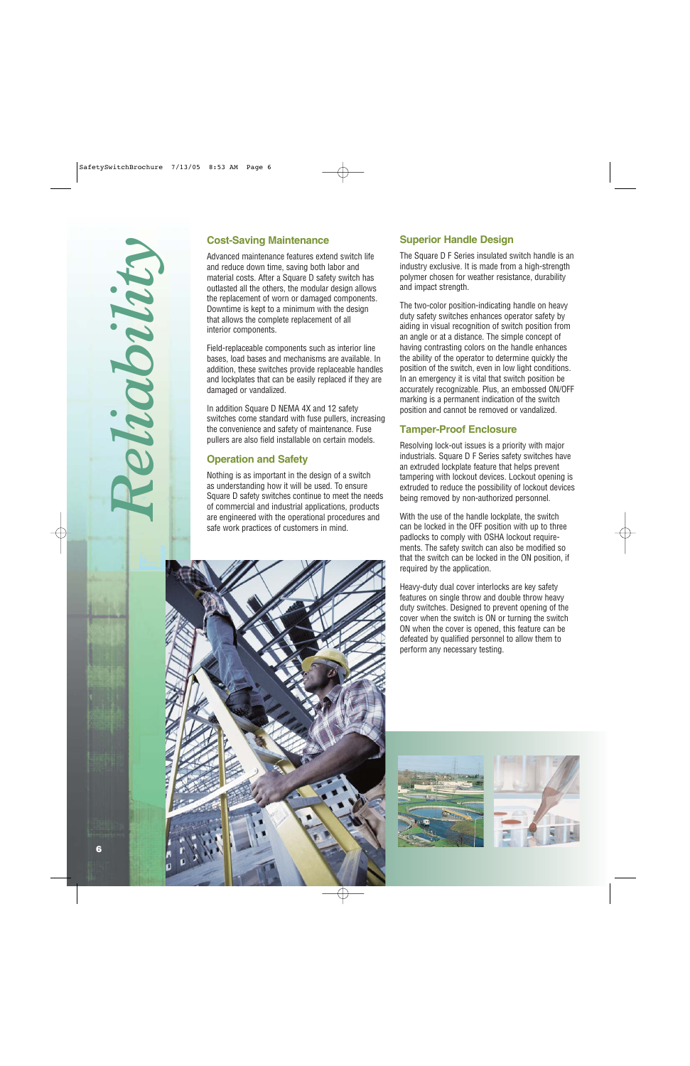# Reliability

## Cost-Saving Maintenance

Advanced maintenance features extend switch life and reduce down time, saving both labor and material costs. After a Square D safety switch has outlasted all the others, the modular design allows the replacement of worn or damaged components. Downtime is kept to a minimum with the design that allows the complete replacement of all interior components.

Field-replaceable components such as interior line bases, load bases and mechanisms are available. In addition, these switches provide replaceable handles and lockplates that can be easily replaced if they are damaged or vandalized.

In addition Square D NEMA 4X and 12 safety switches come standard with fuse pullers, increasing the convenience and safety of maintenance. Fuse pullers are also field installable on certain models.

## Operation and Safety

Nothing is as important in the design of a switch as understanding how it will be used. To ensure Square D safety switches continue to meet the needs of commercial and industrial applications, products are engineered with the operational procedures and safe work practices of customers in mind.

## Superior Handle Design

The Square D F Series insulated switch handle is an industry exclusive. It is made from a high-strength polymer chosen for weather resistance, durability and impact strength.

The two-color position-indicating handle on heavy duty safety switches enhances operator safety by aiding in visual recognition of switch position from an angle or at a distance. The simple concept of having contrasting colors on the handle enhances the ability of the operator to determine quickly the position of the switch, even in low light conditions. In an emergency it is vital that switch position be accurately recognizable. Plus, an embossed ON/OFF marking is a permanent indication of the switch position and cannot be removed or vandalized.

## Tamper-Proof Enclosure

Resolving lock-out issues is a priority with major industrials. Square D F Series safety switches have an extruded lockplate feature that helps prevent tampering with lockout devices. Lockout opening is extruded to reduce the possibility of lockout devices being removed by non-authorized personnel.

With the use of the handle lockplate, the switch can be locked in the OFF position with up to three padlocks to comply with OSHA lockout requirements. The safety switch can also be modified so that the switch can be locked in the ON position, if required by the application.

Heavy-duty dual cover interlocks are key safety features on single throw and double throw heavy duty switches. Designed to prevent opening of the cover when the switch is ON or turning the switch ON when the cover is opened, this feature can be defeated by qualified personnel to allow them to perform any necessary testing.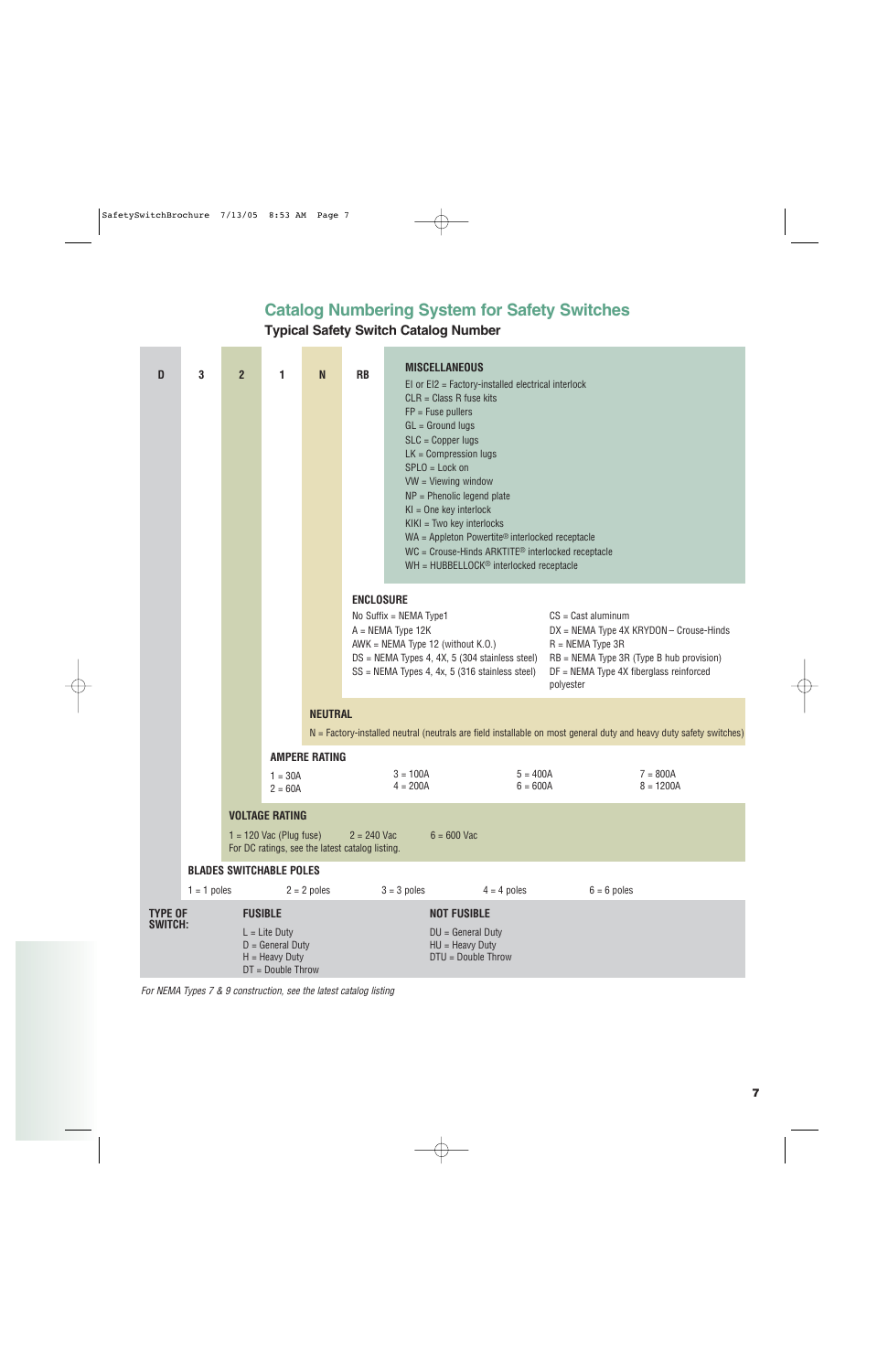## Catalog Numbering System for Safety Switches

### Typical Safety Switch Catalog Number

**D 3 2 1 N RB**

**MISCELLANEOUS**

- EI or EI2 = Factory-installed electrical interlock
- CLR = Class R fuse kits
- FP = Fuse pullers
- GL = Ground lugs
- SLC = Copper lugs
- LK = Compression lugs
- SPLO = Lock on
- VW = Viewing window
- NP = Phenolic legend plate
- KI = One key interlock
- KIKI = Two key interlocks
- WA = Appleton Powertite® interlocked receptacle
- WC = Crouse-Hinds ARKTITE® interlocked receptacle
- WH = HUBBELLOCK® interlocked receptacle

**ENCLOSURE**

- No Suffix = NEMA Type1
- A = NEMA Type 12K
- AWK = NEMA Type 12 (without K.O.)
- DS = NEMA Types 4, 4X, 5 (304 stainless steel)
- SS = NEMA Types 4, 4x, 5 (316 stainless steel)
- CS = Cast aluminum
- DX = NEMA Type 4X KRYDON – Crouse-Hinds
- R = NEMA Type 3R
- RB = NEMA Type 3R (Type B hub provision)
- DF = NEMA Type 4X fiberglass reinforced polyester

**NEUTRAL**

N = Factory-installed neutral (neutrals are field installable on most general duty and heavy duty safety switches)

**AMPERE RATING**

- 1 = 30A
- 2 = 60A
- 3 = 100A
- 4 = 200A
- 5 = 400A
- 6 = 600A
- 7 = 800A
- 8 = 1200A

**VOLTAGE RATING**

1 = 120 Vac (Plug fuse) 2 = 240 Vac 6 = 600 Vac

For DC ratings, see the latest catalog listing.

**BLADES SWITCHABLE POLES**

1 = 1 poles 2 = 2 poles 3 = 3 poles 4 = 4 poles 6 = 6 poles

**TYPE OF SWITCH:**

**FUSIBLE**

- L = Lite Duty
- D = General Duty
- H = Heavy Duty
- DT = Double Throw

**NOT FUSIBLE**

- DU = General Duty
- HU = Heavy Duty
- DTU = Double Throw

*For NEMA Types 7 & 9 construction, see the latest catalog listing*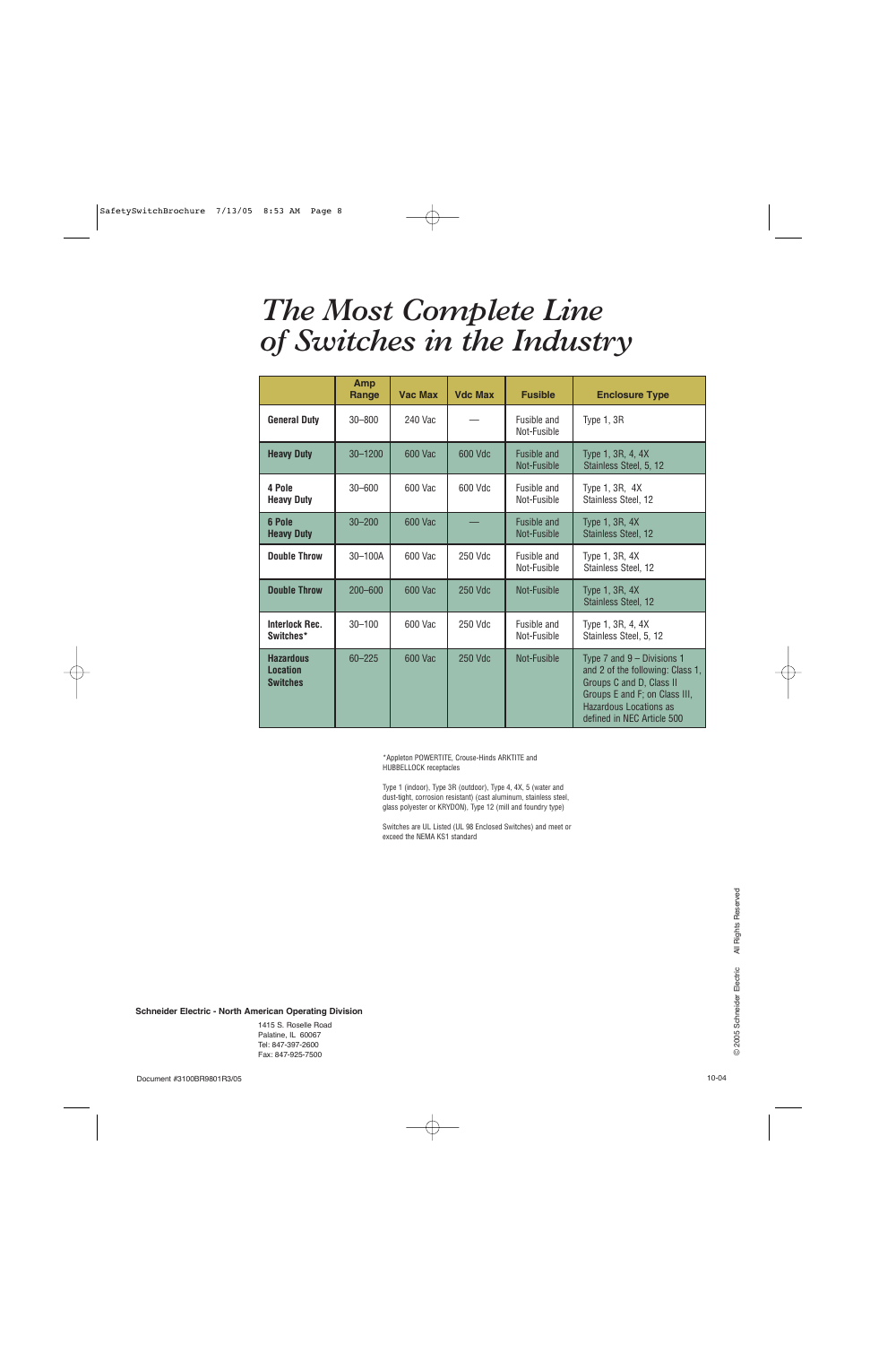# *The Most Complete Line of Switches in the Industry*

| | Amp Range | Vac Max | Vdc Max | Fusible | Enclosure Type |
|---|---|---|---|---|---|
| **General Duty** | 30–800 | 240 Vac | — | Fusible and Not-Fusible | Type 1, 3R |
| **Heavy Duty** | 30–1200 | 600 Vac | 600 Vdc | Fusible and Not-Fusible | Type 1, 3R, 4, 4X Stainless Steel, 5, 12 |
| **4 Pole Heavy Duty** | 30–600 | 600 Vac | 600 Vdc | Fusible and Not-Fusible | Type 1, 3R, 4X Stainless Steel, 12 |
| **6 Pole Heavy Duty** | 30–200 | 600 Vac | — | Fusible and Not-Fusible | Type 1, 3R, 4X Stainless Steel, 12 |
| **Double Throw** | 30–100A | 600 Vac | 250 Vdc | Fusible and Not-Fusible | Type 1, 3R, 4X Stainless Steel, 12 |
| **Double Throw** | 200–600 | 600 Vac | 250 Vdc | Not-Fusible | Type 1, 3R, 4X Stainless Steel, 12 |
| **Interlock Rec. Switches*** | 30–100 | 600 Vac | 250 Vdc | Fusible and Not-Fusible | Type 1, 3R, 4, 4X Stainless Steel, 5, 12 |
| **Hazardous Location Switches** | 60–225 | 600 Vac | 250 Vdc | Not-Fusible | Type 7 and 9 – Divisions 1 and 2 of the following: Class 1, Groups C and D, Class II Groups E and F; on Class III, Hazardous Locations as defined in NEC Article 500 |

*Appleton POWERTITE, Crouse-Hinds ARKTITE and HUBBELLOCK receptacles

Type 1 (indoor), Type 3R (outdoor), Type 4, 4X, 5 (water and dust-tight, corrosion resistant) (cast aluminum, stainless steel, glass polyester or KRYDON), Type 12 (mill and foundry type)

Switches are UL Listed (UL 98 Enclosed Switches) and meet or exceed the NEMA KS1 standard

**Schneider Electric - North American Operating Division**

1415 S. Roselle Road
Palatine, IL 60067
Tel: 847-397-2600
Fax: 847-925-7500

Document #3100BR9801R3/05

10-04

© 2005 Schneider Electric All Rights Reserved